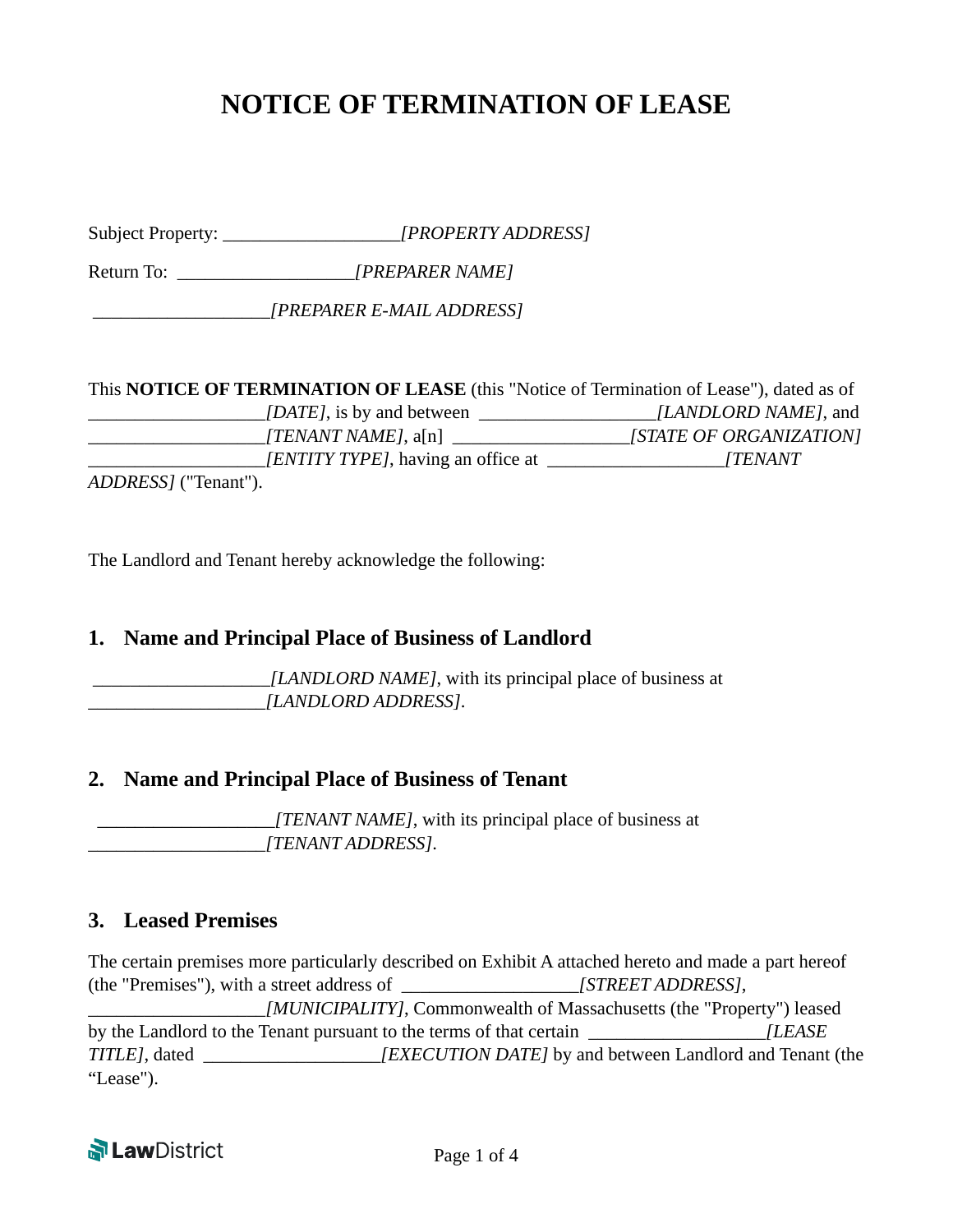# NOTICE OF TERMINATION OF LEASE

Subject Property: ___________________*[PROPERTY ADDRESS]*

Return To: ___________________*[PREPARER NAME]*

___________________*[PREPARER E-MAIL ADDRESS]*

This **NOTICE OF TERMINATION OF LEASE** (this "Notice of Termination of Lease"), dated as of ___________________*[DATE]*, is by and between ___________________*[LANDLORD NAME]*, and ___________________*[TENANT NAME]*, a[n] ___________________*[STATE OF ORGANIZATION]* ___________________*[ENTITY TYPE]*, having an office at ___________________*[TENANT ADDRESS]* ("Tenant").

The Landlord and Tenant hereby acknowledge the following:

## 1. Name and Principal Place of Business of Landlord

___________________*[LANDLORD NAME]*, with its principal place of business at ___________________*[LANDLORD ADDRESS]*.

## 2. Name and Principal Place of Business of Tenant

___________________*[TENANT NAME]*, with its principal place of business at ___________________*[TENANT ADDRESS]*.

## 3. Leased Premises

The certain premises more particularly described on Exhibit A attached hereto and made a part hereof (the "Premises"), with a street address of ___________________*[STREET ADDRESS]*, ___________________*[MUNICIPALITY]*, Commonwealth of Massachusetts (the "Property") leased by the Landlord to the Tenant pursuant to the terms of that certain ___________________*[LEASE TITLE]*, dated ___________________*[EXECUTION DATE]* by and between Landlord and Tenant (the "Lease").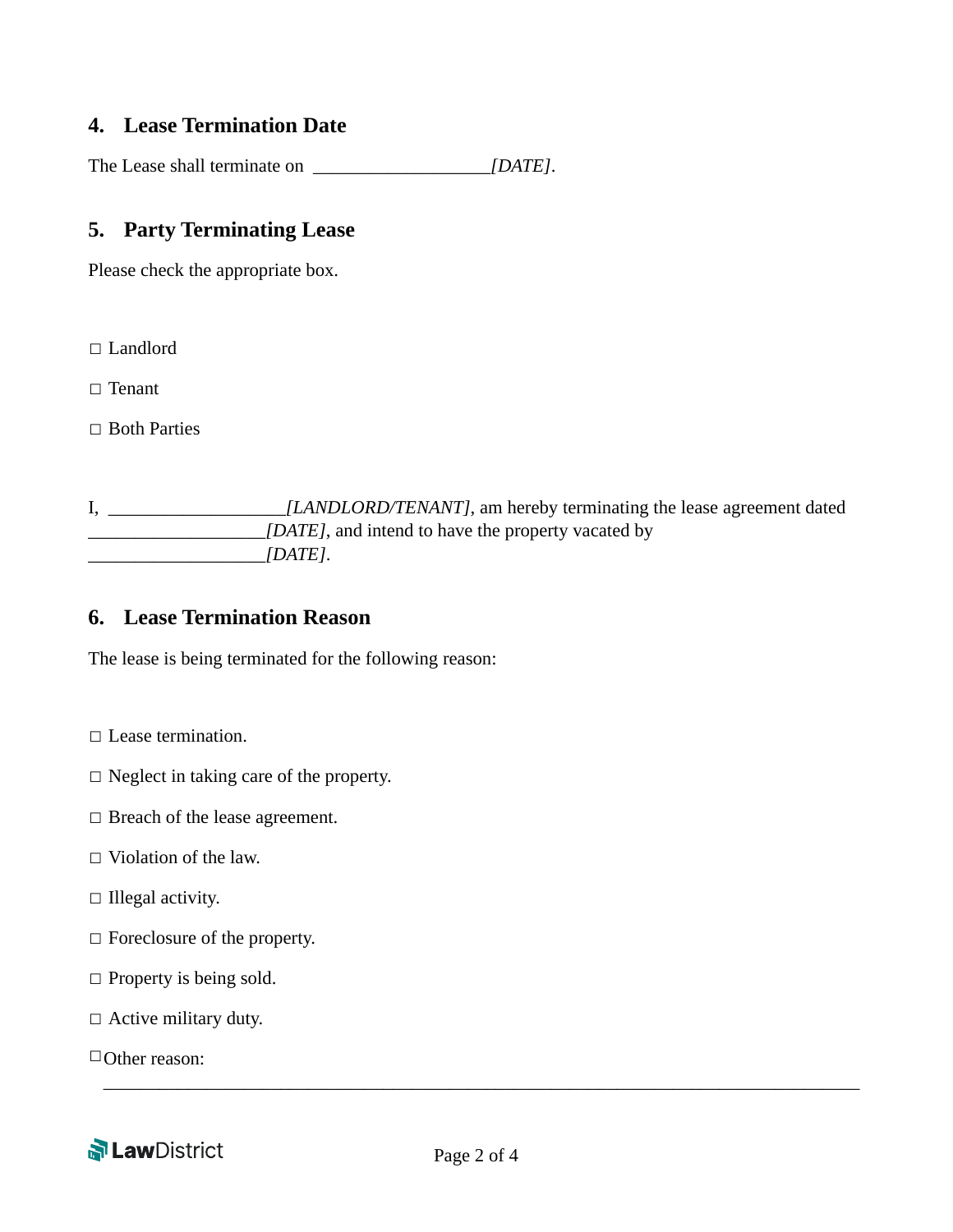## 4. Lease Termination Date

The Lease shall terminate on ___________________*[DATE]*.

## 5. Party Terminating Lease

Please check the appropriate box.

☐ Landlord

☐ Tenant

☐ Both Parties

I, ___________________*[LANDLORD/TENANT]*, am hereby terminating the lease agreement dated ___________________*[DATE]*, and intend to have the property vacated by ___________________*[DATE]*.

## 6. Lease Termination Reason

The lease is being terminated for the following reason:

☐ Lease termination.

☐ Neglect in taking care of the property.

☐ Breach of the lease agreement.

☐ Violation of the law.

☐ Illegal activity.

☐ Foreclosure of the property.

☐ Property is being sold.

☐ Active military duty.

☐ Other reason: ___________________________________________________________________________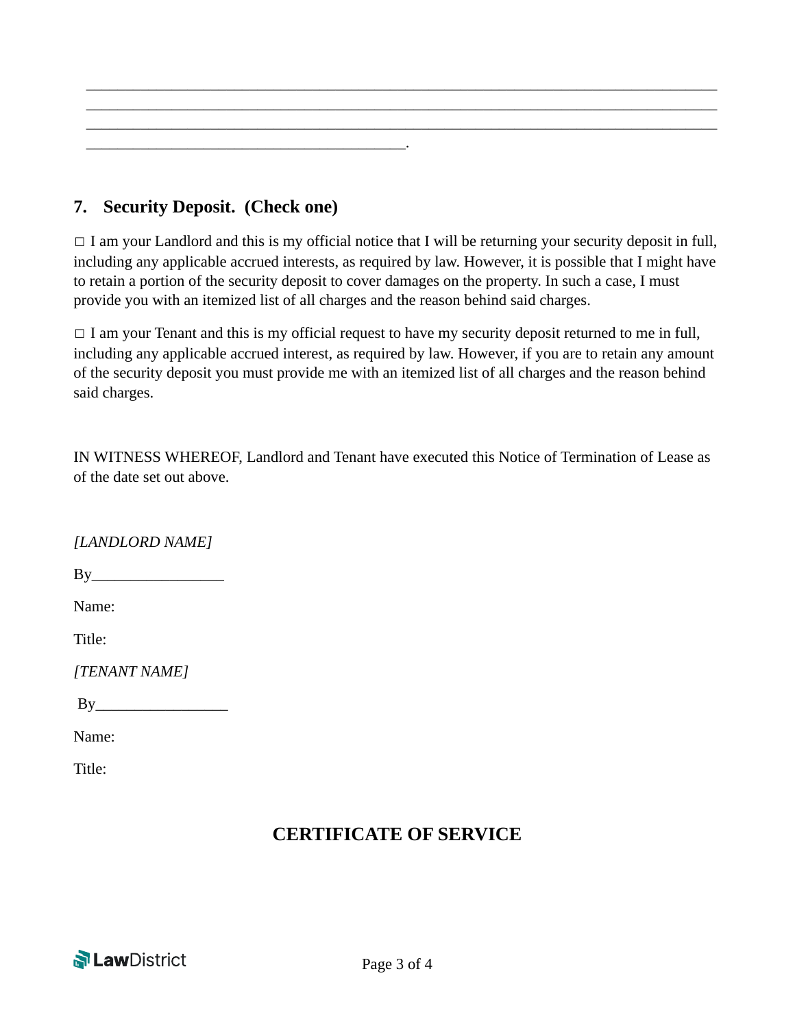____________________________________________________________________________
____________________________________________________________________________
____________________________________________________________________________
______________________________________.

## 7. Security Deposit. (Check one)

□ I am your Landlord and this is my official notice that I will be returning your security deposit in full, including any applicable accrued interests, as required by law. However, it is possible that I might have to retain a portion of the security deposit to cover damages on the property. In such a case, I must provide you with an itemized list of all charges and the reason behind said charges.

□ I am your Tenant and this is my official request to have my security deposit returned to me in full, including any applicable accrued interest, as required by law. However, if you are to retain any amount of the security deposit you must provide me with an itemized list of all charges and the reason behind said charges.

IN WITNESS WHEREOF, Landlord and Tenant have executed this Notice of Termination of Lease as of the date set out above.

*[LANDLORD NAME]*

By_________________

Name:

Title:

*[TENANT NAME]*

By_________________

Name:

Title:

## CERTIFICATE OF SERVICE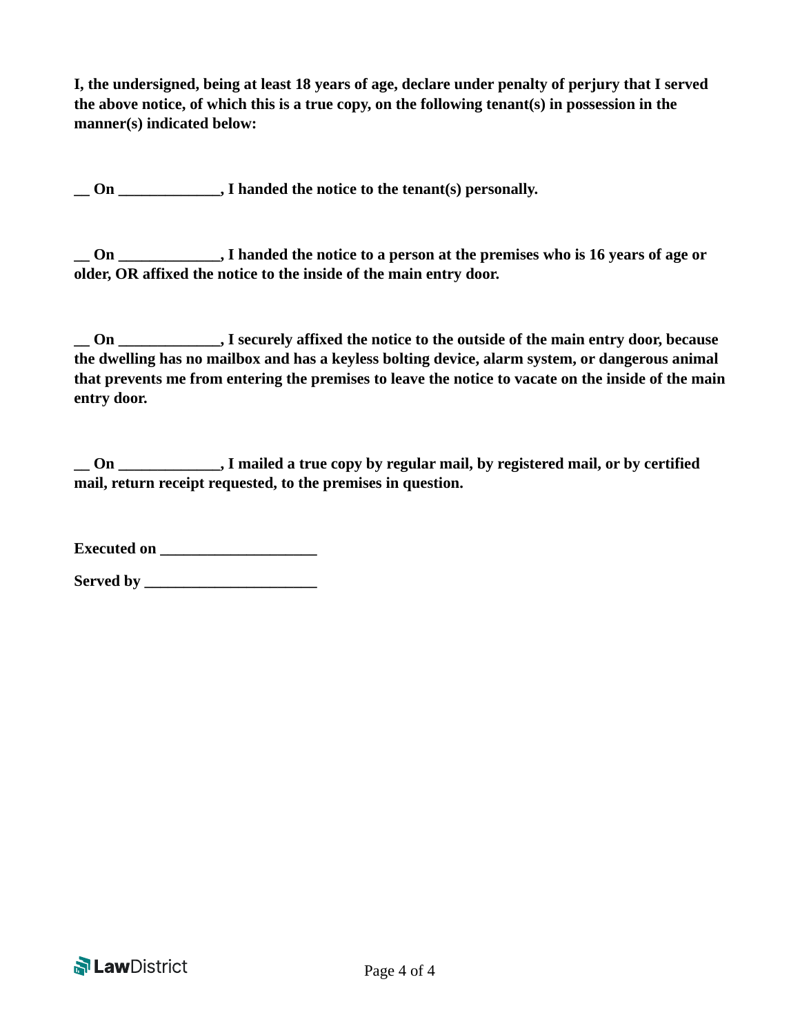**I, the undersigned, being at least 18 years of age, declare under penalty of perjury that I served the above notice, of which this is a true copy, on the following tenant(s) in possession in the manner(s) indicated below:**

**__ On _____________, I handed the notice to the tenant(s) personally.**

**__ On _____________, I handed the notice to a person at the premises who is 16 years of age or older, OR affixed the notice to the inside of the main entry door.**

**__ On _____________, I securely affixed the notice to the outside of the main entry door, because the dwelling has no mailbox and has a keyless bolting device, alarm system, or dangerous animal that prevents me from entering the premises to leave the notice to vacate on the inside of the main entry door.**

**__ On _____________, I mailed a true copy by regular mail, by registered mail, or by certified mail, return receipt requested, to the premises in question.**

**Executed on ____________________**

**Served by ______________________**